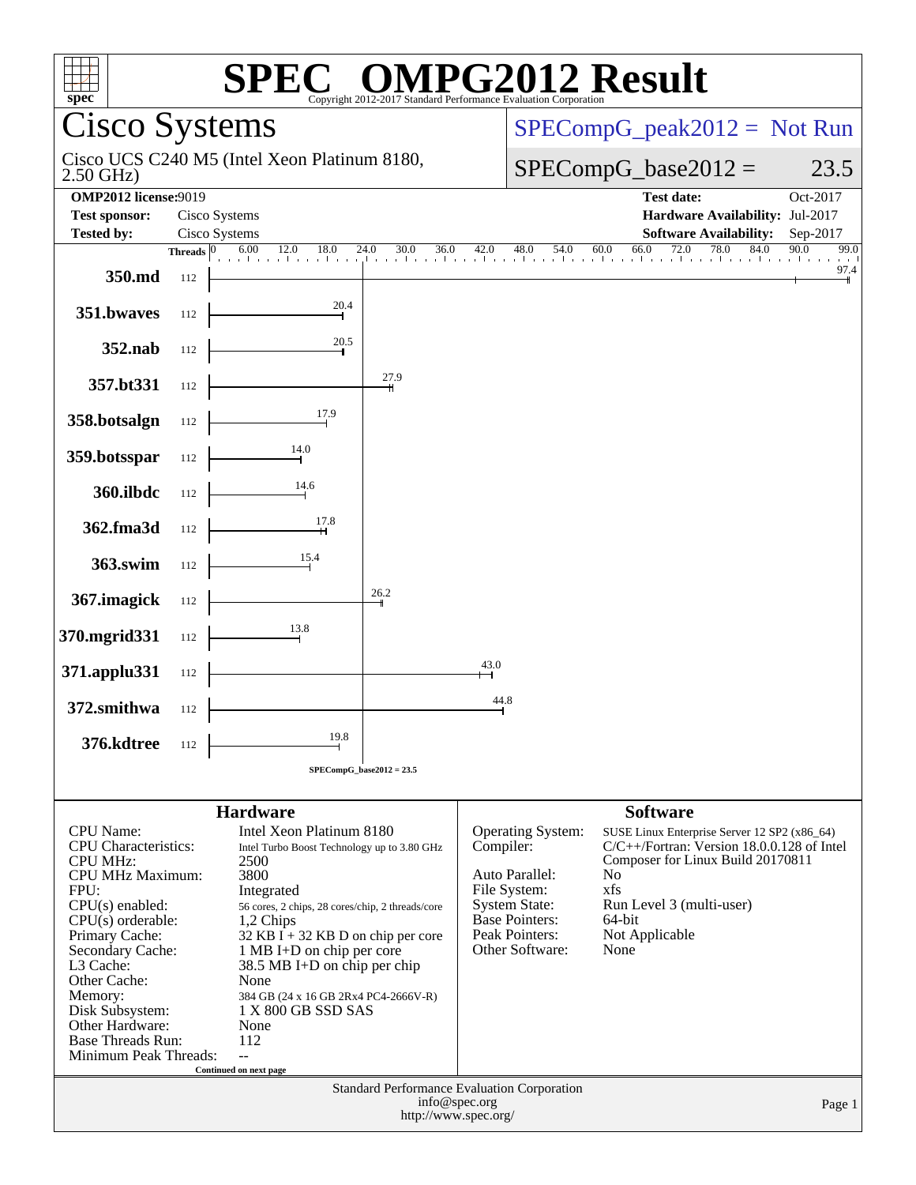# SPEC® OMPG2012 Result

Copyright 2012-2017 Standard Performance Evaluation Corporation

## Cisco Systems

Cisco UCS C240 M5 (Intel Xeon Platinum 8180, 2.50 GHz)

SPECompG_peak2012 = Not Run

SPECompG_base2012 = 23.5

| | | | |
|---|---|---|---|
| **OMP2012 license:** | 9019 | **Test date:** | Oct-2017 |
| **Test sponsor:** | Cisco Systems | **Hardware Availability:** | Jul-2017 |
| **Tested by:** | Cisco Systems | **Software Availability:** | Sep-2017 |

| Benchmark | Threads | Base Ratio |
|---|---|---|
| 350.md | 112 | 97.4 |
| 351.bwaves | 112 | 20.4 |
| 352.nab | 112 | 20.5 |
| 357.bt331 | 112 | 27.9 |
| 358.botsalgn | 112 | 17.9 |
| 359.botsspar | 112 | 14.0 |
| 360.ilbdc | 112 | 14.6 |
| 362.fma3d | 112 | 17.8 |
| 363.swim | 112 | 15.4 |
| 367.imagick | 112 | 26.2 |
| 370.mgrid331 | 112 | 13.8 |
| 371.applu331 | 112 | 43.0 |
| 372.smithwa | 112 | 44.8 |
| 376.kdtree | 112 | 19.8 |

SPECompG_base2012 = 23.5

### Hardware

| | |
|---|---|
| CPU Name: | Intel Xeon Platinum 8180 |
| CPU Characteristics: | Intel Turbo Boost Technology up to 3.80 GHz |
| CPU MHz: | 2500 |
| CPU MHz Maximum: | 3800 |
| FPU: | Integrated |
| CPU(s) enabled: | 56 cores, 2 chips, 28 cores/chip, 2 threads/core |
| CPU(s) orderable: | 1,2 Chips |
| Primary Cache: | 32 KB I + 32 KB D on chip per core |
| Secondary Cache: | 1 MB I+D on chip per core |
| L3 Cache: | 38.5 MB I+D on chip per chip |
| Other Cache: | None |
| Memory: | 384 GB (24 x 16 GB 2Rx4 PC4-2666V-R) |
| Disk Subsystem: | 1 X 800 GB SSD SAS |
| Other Hardware: | None |
| Base Threads Run: | 112 |
| Minimum Peak Threads: | -- |

Continued on next page

### Software

| | |
|---|---|
| Operating System: | SUSE Linux Enterprise Server 12 SP2 (x86_64) |
| Compiler: | C/C++/Fortran: Version 18.0.0.128 of Intel Composer for Linux Build 20170811 |
| Auto Parallel: | No |
| File System: | xfs |
| System State: | Run Level 3 (multi-user) |
| Base Pointers: | 64-bit |
| Peak Pointers: | Not Applicable |
| Other Software: | None |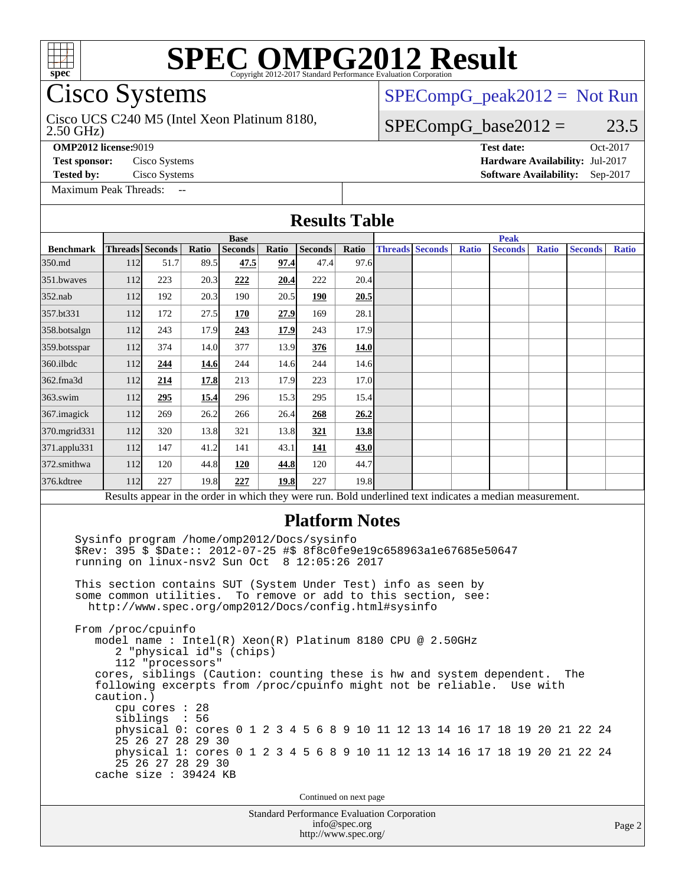# SPEC OMPG2012 Result

Copyright 2012-2017 Standard Performance Evaluation Corporation

## Cisco Systems

Cisco UCS C240 M5 (Intel Xeon Platinum 8180, 2.50 GHz)

SPECompG_peak2012 = Not Run

SPECompG_base2012 = 23.5

**OMP2012 license:** 9019
**Test sponsor:** Cisco Systems
**Tested by:** Cisco Systems
Maximum Peak Threads: --

**Test date:** Oct-2017
**Hardware Availability:** Jul-2017
**Software Availability:** Sep-2017

## Results Table

| Benchmark | Base | | | | | | | Peak | | | | | | |
|---|---|---|---|---|---|---|---|---|---|---|---|---|---|---|
| | Threads | Seconds | Ratio | Seconds | Ratio | Seconds | Ratio | Threads | Seconds | Ratio | Seconds | Ratio | Seconds | Ratio |
| 350.md | 112 | 51.7 | 89.5 | **47.5** | **97.4** | 47.4 | 97.6 | | | | | | | |
| 351.bwaves | 112 | 223 | 20.3 | **222** | **20.4** | 222 | 20.4 | | | | | | | |
| 352.nab | 112 | 192 | 20.3 | 190 | 20.5 | **190** | **20.5** | | | | | | | |
| 357.bt331 | 112 | 172 | 27.5 | **170** | **27.9** | 169 | 28.1 | | | | | | | |
| 358.botsalgn | 112 | 243 | 17.9 | **243** | **17.9** | 243 | 17.9 | | | | | | | |
| 359.botsspar | 112 | 374 | 14.0 | 377 | 13.9 | **376** | **14.0** | | | | | | | |
| 360.ilbdc | 112 | **244** | **14.6** | 244 | 14.6 | 244 | 14.6 | | | | | | | |
| 362.fma3d | 112 | **214** | **17.8** | 213 | 17.9 | 223 | 17.0 | | | | | | | |
| 363.swim | 112 | **295** | **15.4** | 296 | 15.3 | 295 | 15.4 | | | | | | | |
| 367.imagick | 112 | 269 | 26.2 | 266 | 26.4 | **268** | **26.2** | | | | | | | |
| 370.mgrid331 | 112 | 320 | 13.8 | 321 | 13.8 | **321** | **13.8** | | | | | | | |
| 371.applu331 | 112 | 147 | 41.2 | 141 | 43.1 | **141** | **43.0** | | | | | | | |
| 372.smithwa | 112 | 120 | 44.8 | **120** | **44.8** | 120 | 44.7 | | | | | | | |
| 376.kdtree | 112 | 227 | 19.8 | **227** | **19.8** | 227 | 19.8 | | | | | | | |

Results appear in the order in which they were run. Bold underlined text indicates a median measurement.

## Platform Notes

```
Sysinfo program /home/omp2012/Docs/sysinfo
$Rev: 395 $ $Date:: 2012-07-25 #$ 8f8c0fe9e19c658963a1e67685e50647
running on linux-nsv2 Sun Oct  8 12:05:26 2017

This section contains SUT (System Under Test) info as seen by
some common utilities.  To remove or add to this section, see:
  http://www.spec.org/omp2012/Docs/config.html#sysinfo

From /proc/cpuinfo
   model name : Intel(R) Xeon(R) Platinum 8180 CPU @ 2.50GHz
      2 "physical id"s (chips)
      112 "processors"
   cores, siblings (Caution: counting these is hw and system dependent.  The
   following excerpts from /proc/cpuinfo might not be reliable.  Use with
   caution.)
      cpu cores : 28
      siblings  : 56
      physical 0: cores 0 1 2 3 4 5 6 8 9 10 11 12 13 14 16 17 18 19 20 21 22 24
      25 26 27 28 29 30
      physical 1: cores 0 1 2 3 4 5 6 8 9 10 11 12 13 14 16 17 18 19 20 21 22 24
      25 26 27 28 29 30
   cache size : 39424 KB
```

Continued on next page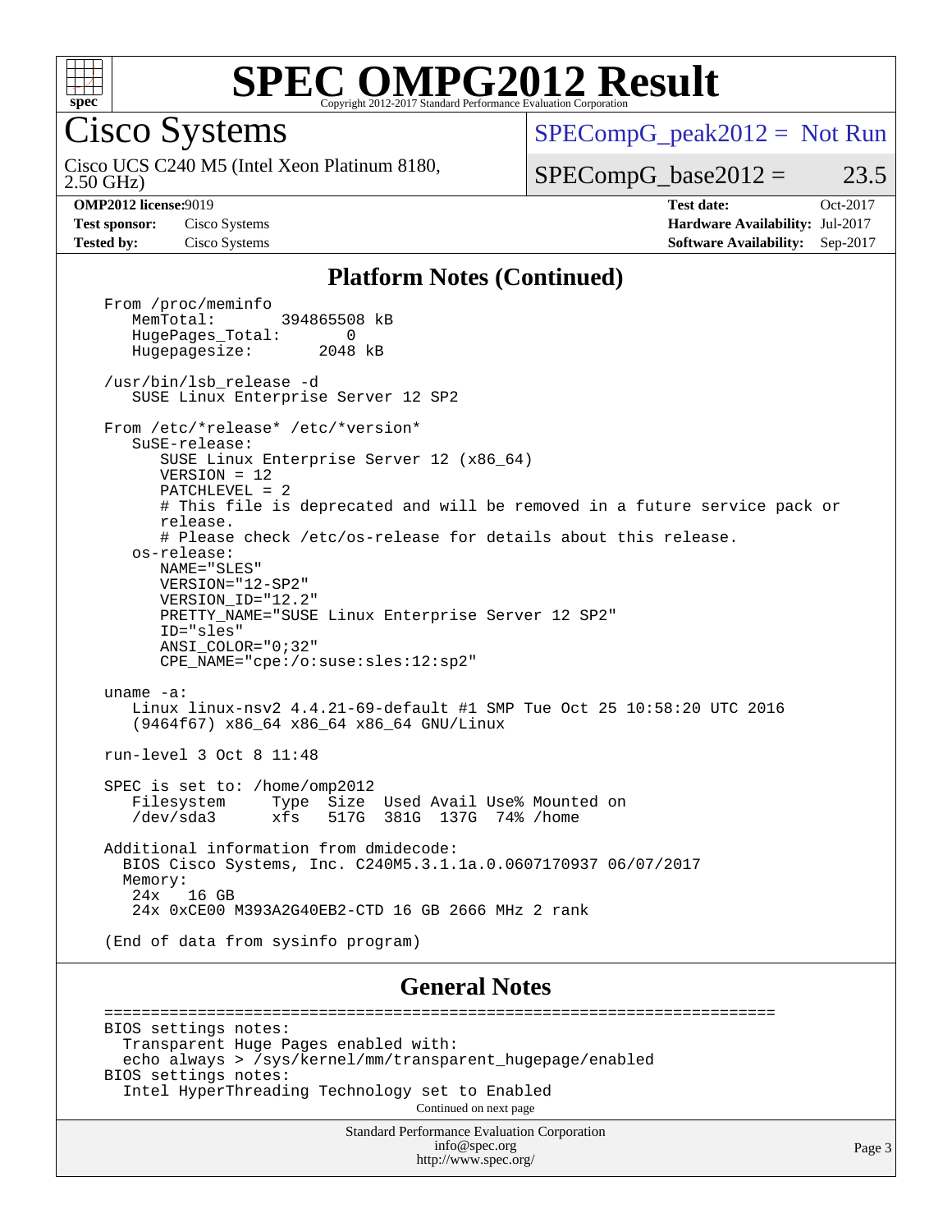# SPEC OMPG2012 Result

Copyright 2012-2017 Standard Performance Evaluation Corporation

## Cisco Systems

Cisco UCS C240 M5 (Intel Xeon Platinum 8180, 2.50 GHz)

SPECompG_peak2012 = Not Run

SPECompG_base2012 = 23.5

| | | | |
|---|---|---|---|
| **OMP2012 license:** | 9019 | **Test date:** | Oct-2017 |
| **Test sponsor:** | Cisco Systems | **Hardware Availability:** | Jul-2017 |
| **Tested by:** | Cisco Systems | **Software Availability:** | Sep-2017 |

### Platform Notes (Continued)

```
From /proc/meminfo
   MemTotal:       394865508 kB
   HugePages_Total:       0
   Hugepagesize:       2048 kB

/usr/bin/lsb_release -d
   SUSE Linux Enterprise Server 12 SP2

From /etc/*release* /etc/*version*
   SuSE-release:
      SUSE Linux Enterprise Server 12 (x86_64)
      VERSION = 12
      PATCHLEVEL = 2
      # This file is deprecated and will be removed in a future service pack or
      release.
      # Please check /etc/os-release for details about this release.
   os-release:
      NAME="SLES"
      VERSION="12-SP2"
      VERSION_ID="12.2"
      PRETTY_NAME="SUSE Linux Enterprise Server 12 SP2"
      ID="sles"
      ANSI_COLOR="0;32"
      CPE_NAME="cpe:/o:suse:sles:12:sp2"

uname -a:
   Linux linux-nsv2 4.4.21-69-default #1 SMP Tue Oct 25 10:58:20 UTC 2016
   (9464f67) x86_64 x86_64 x86_64 GNU/Linux

run-level 3 Oct 8 11:48

SPEC is set to: /home/omp2012
   Filesystem     Type  Size  Used Avail Use% Mounted on
   /dev/sda3      xfs   517G  381G  137G  74% /home

Additional information from dmidecode:
  BIOS Cisco Systems, Inc. C240M5.3.1.1a.0.0607170937 06/07/2017
  Memory:
   24x   16 GB
   24x 0xCE00 M393A2G40EB2-CTD 16 GB 2666 MHz 2 rank

(End of data from sysinfo program)
```

### General Notes

```
========================================================================
BIOS settings notes:
  Transparent Huge Pages enabled with:
  echo always > /sys/kernel/mm/transparent_hugepage/enabled
BIOS settings notes:
  Intel HyperThreading Technology set to Enabled
```

Continued on next page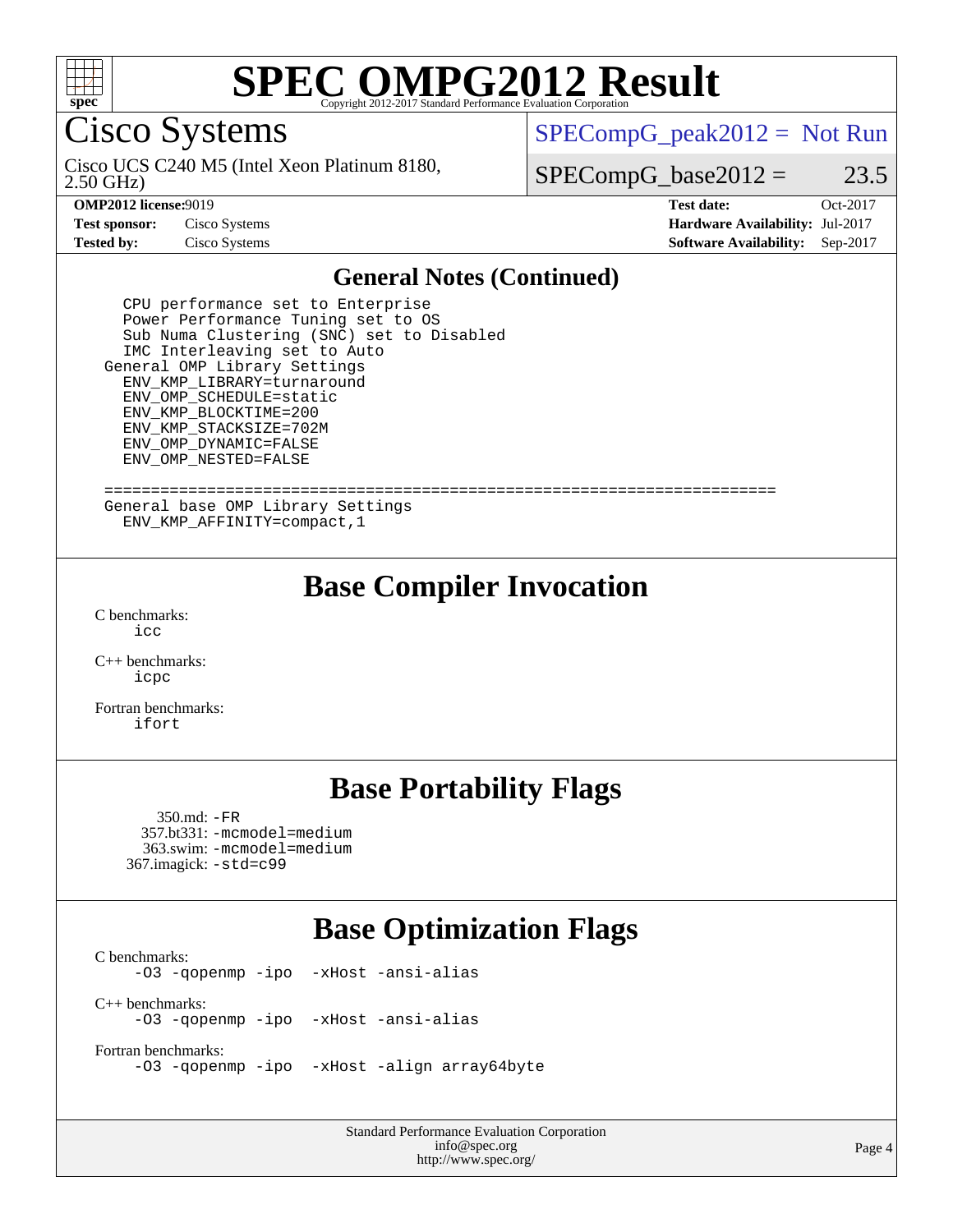# SPEC OMPG2012 Result

Copyright 2012-2017 Standard Performance Evaluation Corporation

## Cisco Systems

Cisco UCS C240 M5 (Intel Xeon Platinum 8180, 2.50 GHz)

SPECompG_peak2012 = Not Run

SPECompG_base2012 = 23.5

**OMP2012 license:** 9019
**Test sponsor:** Cisco Systems
**Tested by:** Cisco Systems

**Test date:** Oct-2017
**Hardware Availability:** Jul-2017
**Software Availability:** Sep-2017

### General Notes (Continued)

```
    CPU performance set to Enterprise
    Power Performance Tuning set to OS
    Sub Numa Clustering (SNC) set to Disabled
    IMC Interleaving set to Auto
  General OMP Library Settings
    ENV_KMP_LIBRARY=turnaround
    ENV_OMP_SCHEDULE=static
    ENV_KMP_BLOCKTIME=200
    ENV_KMP_STACKSIZE=702M
    ENV_OMP_DYNAMIC=FALSE
    ENV_OMP_NESTED=FALSE

  =====================================================================
  General base OMP Library Settings
    ENV_KMP_AFFINITY=compact,1
```

## Base Compiler Invocation

C benchmarks:
```
icc
```

C++ benchmarks:
```
icpc
```

Fortran benchmarks:
```
ifort
```

## Base Portability Flags

350.md: `-FR`
357.bt331: `-mcmodel=medium`
363.swim: `-mcmodel=medium`
367.imagick: `-std=c99`

## Base Optimization Flags

C benchmarks:
```
-O3 -qopenmp -ipo -xHost -ansi-alias
```

C++ benchmarks:
```
-O3 -qopenmp -ipo -xHost -ansi-alias
```

Fortran benchmarks:
```
-O3 -qopenmp -ipo -xHost -align array64byte
```

Standard Performance Evaluation Corporation
info@spec.org
http://www.spec.org/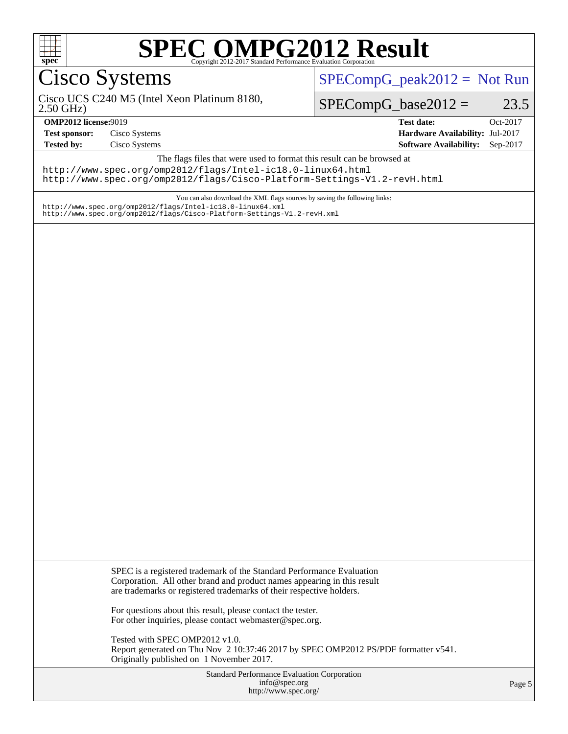# SPEC OMPG2012 Result

Copyright 2012-2017 Standard Performance Evaluation Corporation

## Cisco Systems

Cisco UCS C240 M5 (Intel Xeon Platinum 8180, 2.50 GHz)

SPECompG_peak2012 = Not Run

SPECompG_base2012 = 23.5

| | | | |
|---|---|---|---|
| **OMP2012 license:** | 9019 | **Test date:** | Oct-2017 |
| **Test sponsor:** | Cisco Systems | **Hardware Availability:** | Jul-2017 |
| **Tested by:** | Cisco Systems | **Software Availability:** | Sep-2017 |

The flags files that were used to format this result can be browsed at

http://www.spec.org/omp2012/flags/Intel-ic18.0-linux64.html
http://www.spec.org/omp2012/flags/Cisco-Platform-Settings-V1.2-revH.html

You can also download the XML flags sources by saving the following links:

http://www.spec.org/omp2012/flags/Intel-ic18.0-linux64.xml
http://www.spec.org/omp2012/flags/Cisco-Platform-Settings-V1.2-revH.xml

SPEC is a registered trademark of the Standard Performance Evaluation Corporation. All other brand and product names appearing in this result are trademarks or registered trademarks of their respective holders.

For questions about this result, please contact the tester.
For other inquiries, please contact webmaster@spec.org.

Tested with SPEC OMP2012 v1.0.
Report generated on Thu Nov 2 10:37:46 2017 by SPEC OMP2012 PS/PDF formatter v541.
Originally published on 1 November 2017.

Standard Performance Evaluation Corporation
info@spec.org
http://www.spec.org/